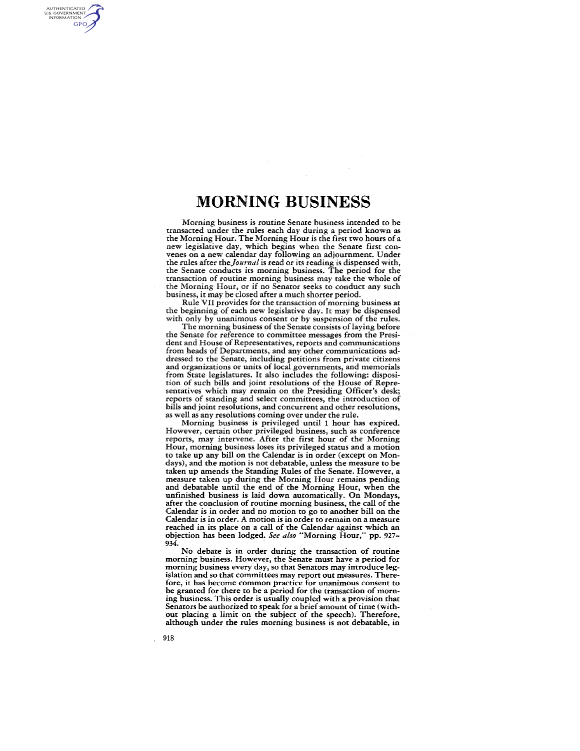# MORNING BUSINESS

Morning business is routine Senate business intended to be transacted under the rules each day during a period known as the Morning Hour. The Morning Hour is the first two hours of a new legislative day, which begins when the Senate first convenes on a new calendar day following an adjournment. Under the rules after the *Journal* is read or its reading is dispensed with, the Senate conducts its morning business. The period for the transaction of routine morning business may take the whole of the Morning Hour, or if no Senator seeks to conduct any such business, it may be closed after a much shorter period.

Rule VII provides for the transaction of morning business at the beginning of each new legislative day. It may be dispensed with only by unanimous consent or by suspension of the rules.

The morning business of the Senate consists of laying before the Senate for reference to committee messages from the President and House of Representatives, reports and communications from heads of Departments, and any other communications addressed to the Senate, including petitions from private citizens and organizations or units of local governments, and memorials from State legislatures. It also includes the following: disposition of such bills and joint resolutions of the House of Representatives which may remain on the Presiding Officer's desk; reports of standing and select committees, the introduction of bills and joint resolutions, and concurrent and other resolutions, as well as any resolutions coming over under the rule.

Morning business is privileged until 1 hour has expired. However, certain other privileged business, such as conference reports, may intervene. After the first hour of the Morning Hour, morning business loses its privileged status and a motion to take up any bill on the Calendar is in order (except on Mondays), and the motion is not debatable, unless the measure to be taken up amends the Standing Rules of the Senate. However, a measure taken up during the Morning Hour remains pending and debatable until the end of the Morning Hour, when the unfinished business is laid down automatically. On Mondays, after the conclusion of routine morning business, the call of the Calendar is in order and no motion to go to another bill on the Calendar is in order. A motion is in order to remain on a measure reached in its place on a call of the Calendar against which an objection has been lodged. *See also* "Morning Hour," pp. 927–934.

No debate is in order during the transaction of routine morning business. However, the Senate must have a period for morning business every day, so that Senators may introduce legislation and so that committees may report out measures. Therefore, it has become common practice for unanimous consent to be granted for there to be a period for the transaction of morning business. This order is usually coupled with a provision that Senators be authorized to speak for a brief amount of time (without placing a limit on the subject of the speech). Therefore, although under the rules morning business is not debatable, in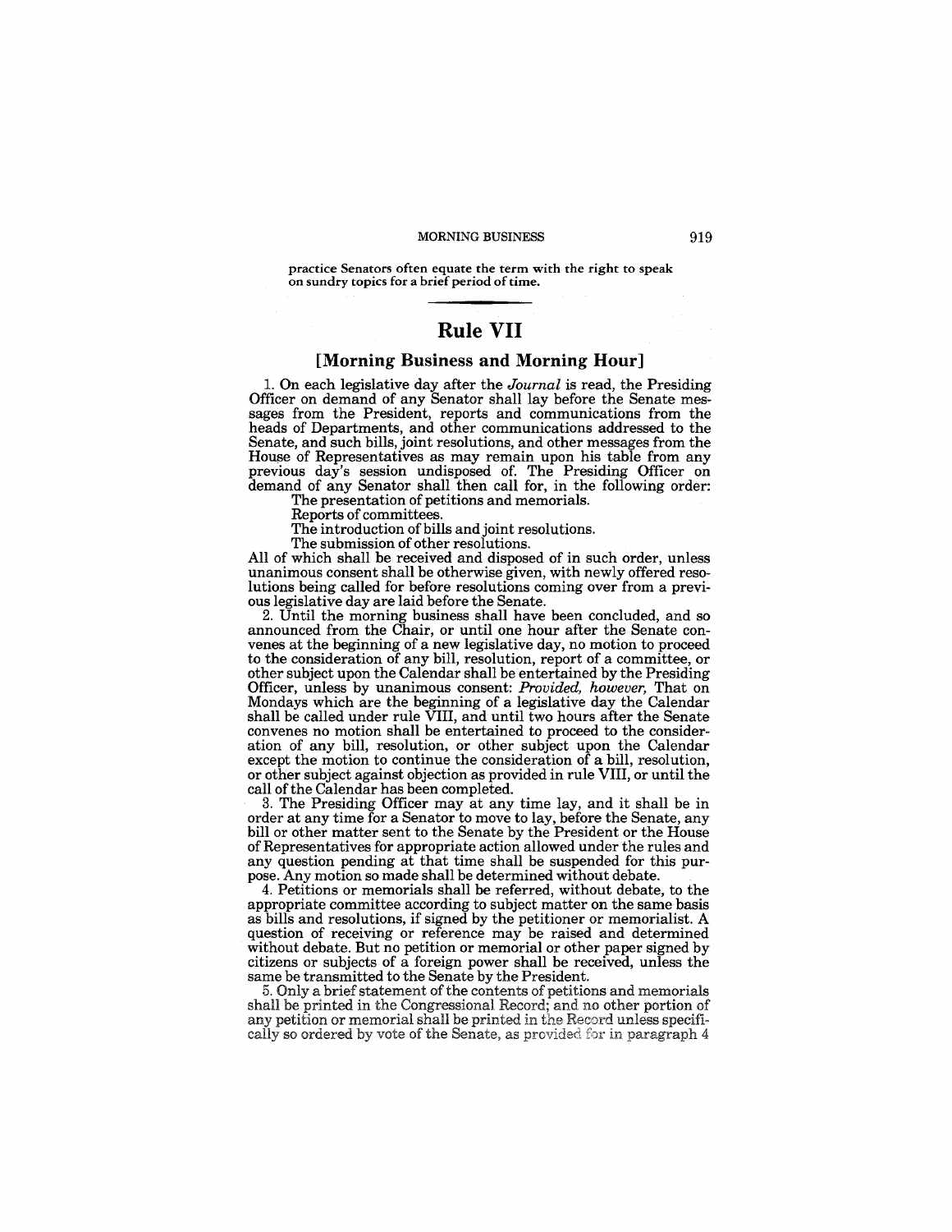practice Senators often equate the term with the right to speak on sundry topics for a brief period of time.

# Rule VII

## [Morning Business and Morning Hour]

1. On each legislative day after the *Journal* is read, the Presiding Officer on demand of any Senator shall lay before the Senate messages from the President, reports and communications from the heads of Departments, and other communications addressed to the Senate, and such bills, joint resolutions, and other messages from the House of Representatives as may remain upon his table from any previous day's session undisposed of. The Presiding Officer on demand of any Senator shall then call for, in the following order:

The presentation of petitions and memorials.

Reports of committees.

The introduction of bills and joint resolutions.

The submission of other resolutions.

All of which shall be received and disposed of in such order, unless unanimous consent shall be otherwise given, with newly offered resolutions being called for before resolutions coming over from a previous legislative day are laid before the Senate.

2. Until the morning business shall have been concluded, and so announced from the Chair, or until one hour after the Senate convenes at the beginning of a new legislative day, no motion to proceed to the consideration of any bill, resolution, report of a committee, or other subject upon the Calendar shall be entertained by the Presiding Officer, unless by unanimous consent: *Provided, however,* That on Mondays which are the beginning of a legislative day the Calendar shall be called under rule VIII, and until two hours after the Senate convenes no motion shall be entertained to proceed to the consideration of any bill, resolution, or other subject upon the Calendar except the motion to continue the consideration of a bill, resolution, or other subject against objection as provided in rule VIII, or until the call of the Calendar has been completed.

3. The Presiding Officer may at any time lay, and it shall be in order at any time for a Senator to move to lay, before the Senate, any bill or other matter sent to the Senate by the President or the House of Representatives for appropriate action allowed under the rules and any question pending at that time shall be suspended for this purpose. Any motion so made shall be determined without debate.

4. Petitions or memorials shall be referred, without debate, to the appropriate committee according to subject matter on the same basis as bills and resolutions, if signed by the petitioner or memorialist. A question of receiving or reference may be raised and determined without debate. But no petition or memorial or other paper signed by citizens or subjects of a foreign power shall be received, unless the same be transmitted to the Senate by the President.

5. Only a brief statement of the contents of petitions and memorials shall be printed in the Congressional Record; and no other portion of any petition or memorial shall be printed in the Record unless specifically so ordered by vote of the Senate, as provided for in paragraph 4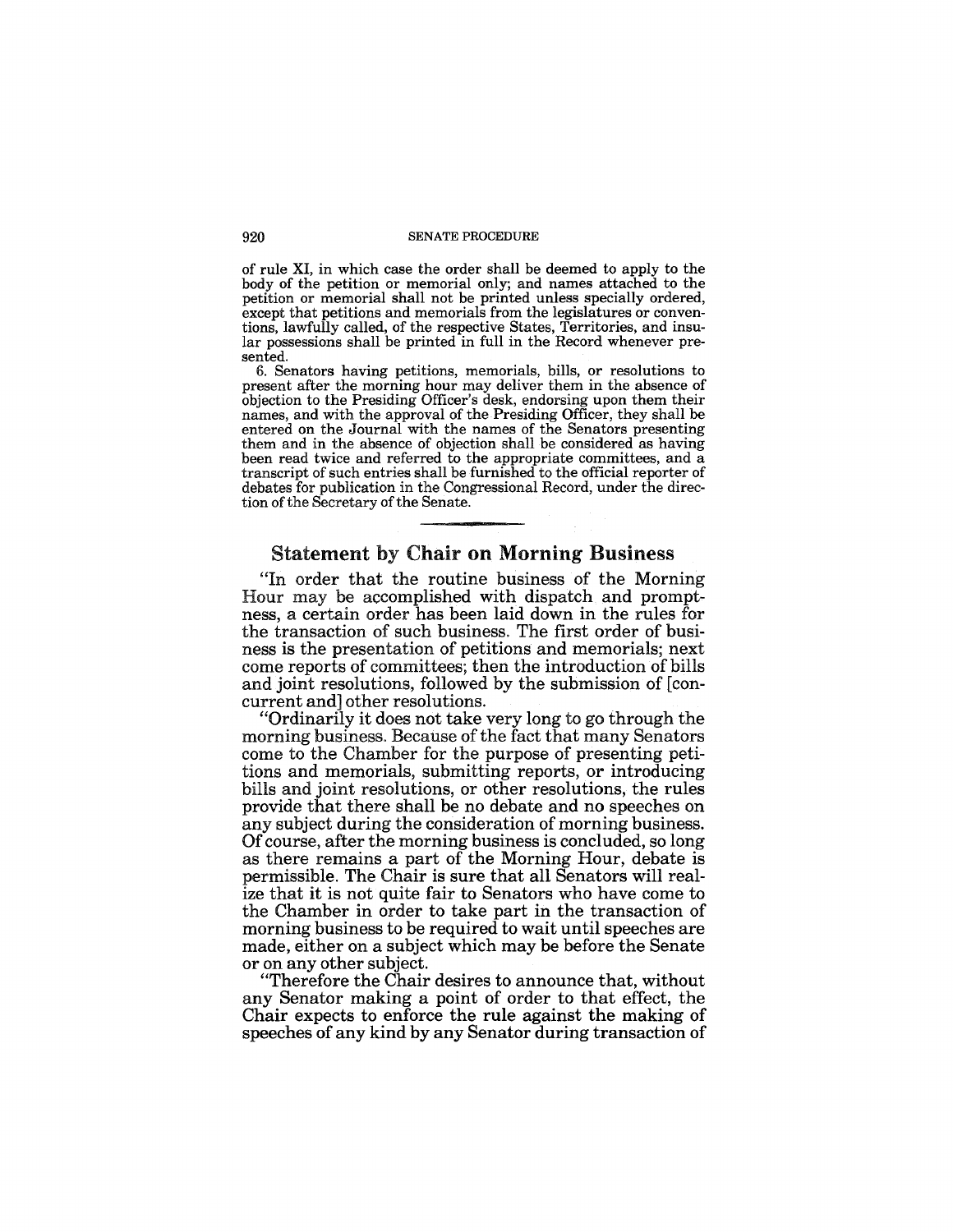of rule XI, in which case the order shall be deemed to apply to the body of the petition or memorial only; and names attached to the petition or memorial shall not be printed unless specially ordered, except that petitions and memorials from the legislatures or conventions, lawfully called, of the respective States, Territories, and insular possessions shall be printed in full in the Record whenever presented.

6. Senators having petitions, memorials, bills, or resolutions to present after the morning hour may deliver them in the absence of objection to the Presiding Officer's desk, endorsing upon them their names, and with the approval of the Presiding Officer, they shall be entered on the Journal with the names of the Senators presenting them and in the absence of objection shall be considered as having been read twice and referred to the appropriate committees, and a transcript of such entries shall be furnished to the official reporter of debates for publication in the Congressional Record, under the direction of the Secretary of the Senate.

## Statement by Chair on Morning Business

"In order that the routine business of the Morning Hour may be accomplished with dispatch and promptness, a certain order has been laid down in the rules for the transaction of such business. The first order of business is the presentation of petitions and memorials; next come reports of committees; then the introduction of bills and joint resolutions, followed by the submission of [concurrent and] other resolutions.

"Ordinarily it does not take very long to go through the morning business. Because of the fact that many Senators come to the Chamber for the purpose of presenting petitions and memorials, submitting reports, or introducing bills and joint resolutions, or other resolutions, the rules provide that there shall be no debate and no speeches on any subject during the consideration of morning business. Of course, after the morning business is concluded, so long as there remains a part of the Morning Hour, debate is permissible. The Chair is sure that all Senators will realize that it is not quite fair to Senators who have come to the Chamber in order to take part in the transaction of morning business to be required to wait until speeches are made, either on a subject which may be before the Senate or on any other subject.

"Therefore the Chair desires to announce that, without any Senator making a point of order to that effect, the Chair expects to enforce the rule against the making of speeches of any kind by any Senator during transaction of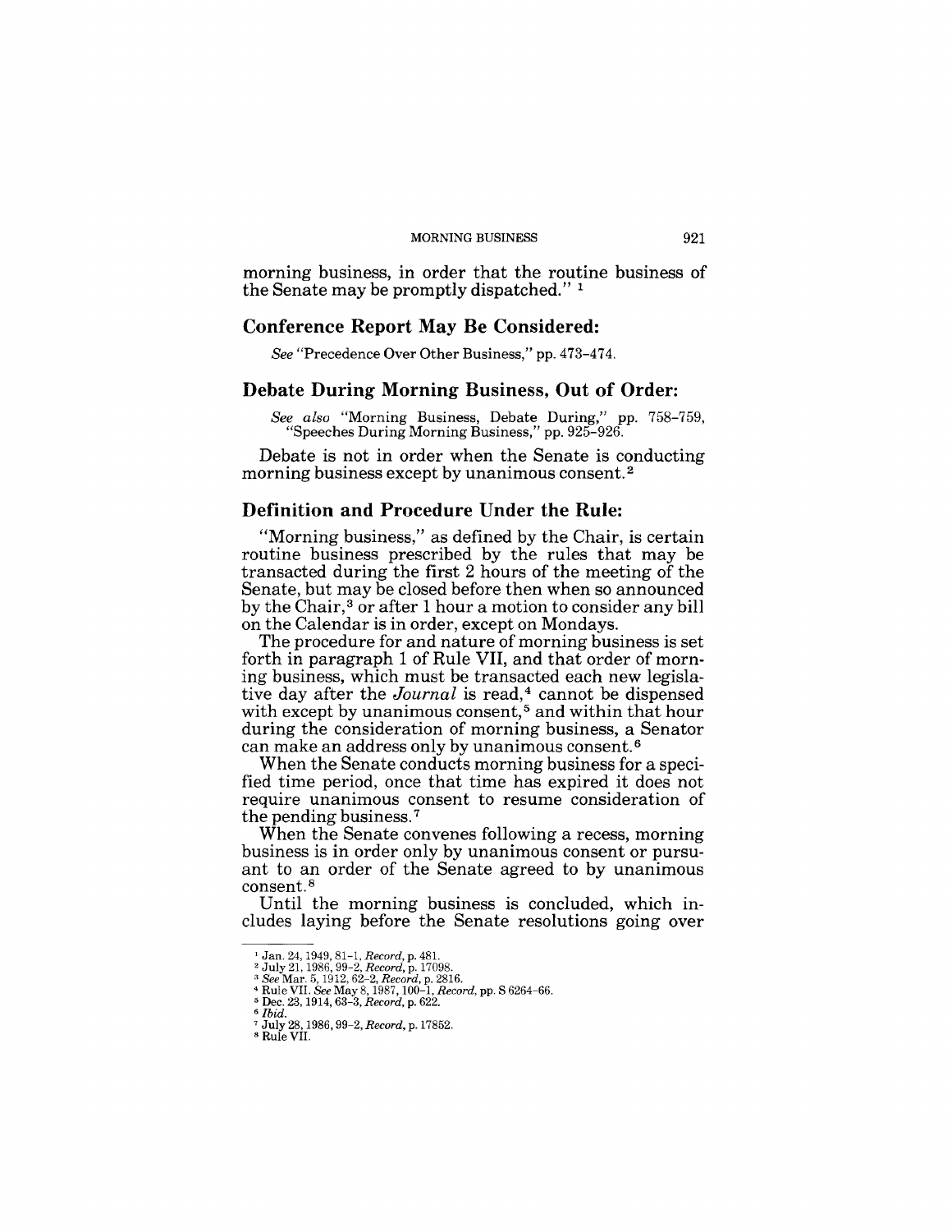morning business, in order that the routine business of the Senate may be promptly dispatched." [1]

## Conference Report May Be Considered:

*See* "Precedence Over Other Business," pp. 473–474.

## Debate During Morning Business, Out of Order:

*See also* "Morning Business, Debate During," pp. 758–759, "Speeches During Morning Business," pp. 925–926.

Debate is not in order when the Senate is conducting morning business except by unanimous consent.[2]

## Definition and Procedure Under the Rule:

"Morning business," as defined by the Chair, is certain routine business prescribed by the rules that may be transacted during the first 2 hours of the meeting of the Senate, but may be closed before then when so announced by the Chair,[3] or after 1 hour a motion to consider any bill on the Calendar is in order, except on Mondays.

The procedure for and nature of morning business is set forth in paragraph 1 of Rule VII, and that order of morning business, which must be transacted each new legislative day after the *Journal* is read,[4] cannot be dispensed with except by unanimous consent,[5] and within that hour during the consideration of morning business, a Senator can make an address only by unanimous consent.[6]

When the Senate conducts morning business for a specified time period, once that time has expired it does not require unanimous consent to resume consideration of the pending business.[7]

When the Senate convenes following a recess, morning business is in order only by unanimous consent or pursuant to an order of the Senate agreed to by unanimous consent.[8]

Until the morning business is concluded, which includes laying before the Senate resolutions going over

---

[1] Jan. 24, 1949, 81–1, *Record*, p. 481.
[2] July 21, 1986, 99–2, *Record*, p. 17098.
[3] *See* Mar. 5, 1912, 62–2, *Record*, p. 2816.
[4] Rule VII. *See* May 8, 1987, 100–1, *Record*, pp. S 6264–66.
[5] Dec. 23, 1914, 63–3, *Record*, p. 622.
[6] *Ibid.*
[7] July 28, 1986, 99–2, *Record*, p. 17852.
[8] Rule VII.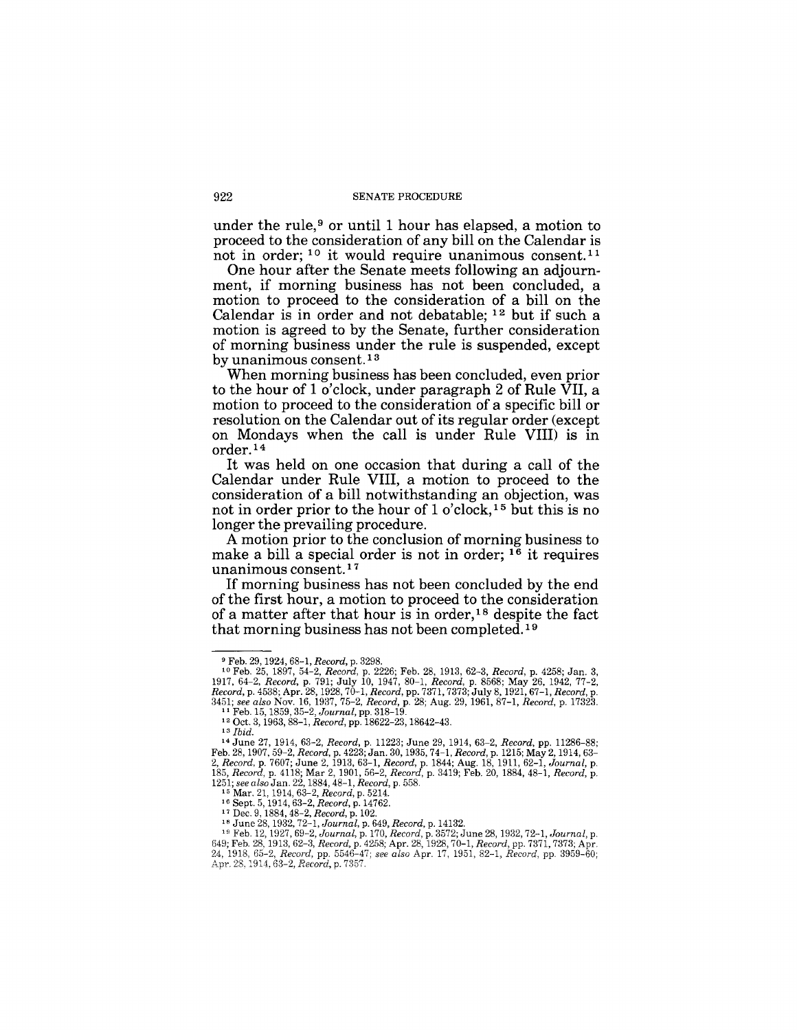under the rule,[9] or until 1 hour has elapsed, a motion to proceed to the consideration of any bill on the Calendar is not in order; [10] it would require unanimous consent.[11]

One hour after the Senate meets following an adjournment, if morning business has not been concluded, a motion to proceed to the consideration of a bill on the Calendar is in order and not debatable; [12] but if such a motion is agreed to by the Senate, further consideration of morning business under the rule is suspended, except by unanimous consent.[13]

When morning business has been concluded, even prior to the hour of 1 o'clock, under paragraph 2 of Rule VII, a motion to proceed to the consideration of a specific bill or resolution on the Calendar out of its regular order (except on Mondays when the call is under Rule VIII) is in order.[14]

It was held on one occasion that during a call of the Calendar under Rule VIII, a motion to proceed to the consideration of a bill notwithstanding an objection, was not in order prior to the hour of 1 o'clock,[15] but this is no longer the prevailing procedure.

A motion prior to the conclusion of morning business to make a bill a special order is not in order; [16] it requires unanimous consent.[17]

If morning business has not been concluded by the end of the first hour, a motion to proceed to the consideration of a matter after that hour is in order,[18] despite the fact that morning business has not been completed.[19]

---

[9] Feb. 29, 1924, 68-1, *Record*, p. 3298.

[10] Feb. 25, 1897, 54-2, *Record*, p. 2226; Feb. 28, 1913, 62-3, *Record*, p. 4258; Jan. 3, 1917, 64-2, *Record*, p. 791; July 10, 1947, 80-1, *Record*, p. 8568; May 26, 1942, 77-2, *Record*, p. 4538; Apr. 28, 1928, 70-1, *Record*, pp. 7371, 7373; July 8, 1921, 67-1, *Record*, p. 3451; *see also* Nov. 16, 1937, 75-2, *Record*, p. 28; Aug. 29, 1961, 87-1, *Record*, p. 17323.

[11] Feb. 15, 1859, 35-2, *Journal*, pp. 318-19.

[12] Oct. 3, 1963, 88-1, *Record*, pp. 18622-23, 18642-43.

[13] *Ibid.*

[14] June 27, 1914, 63-2, *Record*, p. 11223; June 29, 1914, 63-2, *Record*, pp. 11286-88; Feb. 28, 1907, 59-2, *Record*, p. 4223; Jan. 30, 1935, 74-1, *Record*, p. 1215; May 2, 1914, 63-2, *Record*, p. 7607; June 2, 1913, 63-1, *Record*, p. 1844; Aug. 18, 1911, 62-1, *Journal*, p. 185, *Record*, p. 4118; Mar 2, 1901, 56-2, *Record*, p. 3419; Feb. 20, 1884, 48-1, *Record*, p. 1251; *see also* Jan. 22, 1884, 48-1, *Record*, p. 558.

[15] Mar. 21, 1914, 63-2, *Record*, p. 5214.

[16] Sept. 5, 1914, 63-2, *Record*, p. 14762.

[17] Dec. 9, 1884, 48-2, *Record*, p. 102.

[18] June 28, 1932, 72-1, *Journal*, p. 649, *Record*, p. 14132.

[19] Feb. 12, 1927, 69-2, *Journal*, p. 170, *Record*, p. 3572; June 28, 1932, 72-1, *Journal*, p. 649; Feb. 28, 1913, 62-3, *Record*, p. 4258; Apr. 28, 1928, 70-1, *Record*, pp. 7371, 7373; Apr. 24, 1918, 65-2, *Record*, pp. 5546-47; *see also* Apr. 17, 1951, 82-1, *Record*, pp. 3959-60; Apr. 28, 1914, 63-2, *Record*, p. 7357.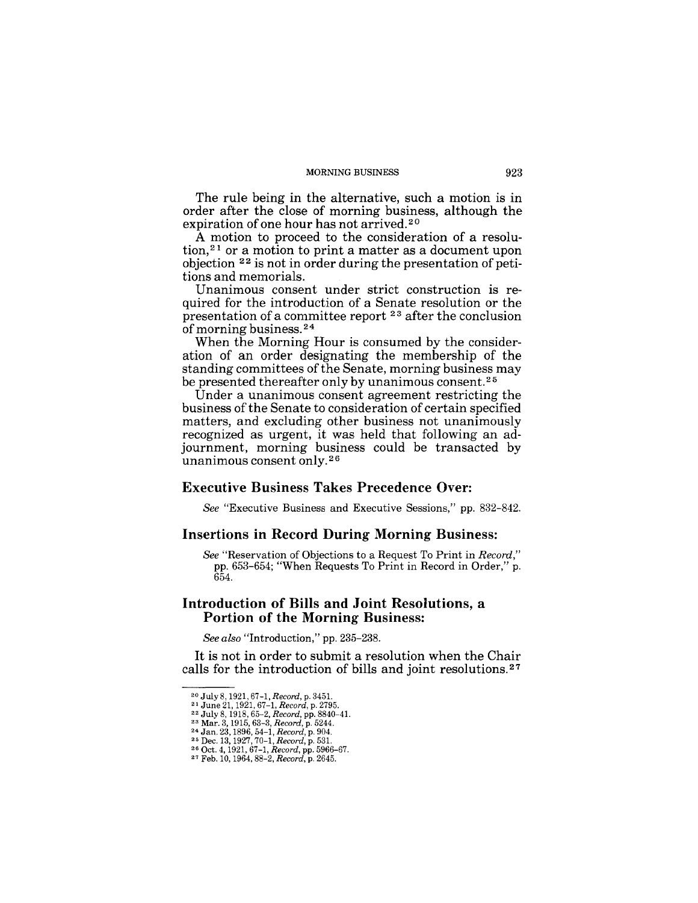The rule being in the alternative, such a motion is in order after the close of morning business, although the expiration of one hour has not arrived.[20]

A motion to proceed to the consideration of a resolution,[21] or a motion to print a matter as a document upon objection [22] is not in order during the presentation of petitions and memorials.

Unanimous consent under strict construction is required for the introduction of a Senate resolution or the presentation of a committee report [23] after the conclusion of morning business.[24]

When the Morning Hour is consumed by the consideration of an order designating the membership of the standing committees of the Senate, morning business may be presented thereafter only by unanimous consent.[25]

Under a unanimous consent agreement restricting the business of the Senate to consideration of certain specified matters, and excluding other business not unanimously recognized as urgent, it was held that following an adjournment, morning business could be transacted by unanimous consent only.[26]

## Executive Business Takes Precedence Over:

*See* "Executive Business and Executive Sessions," pp. 832–842.

## Insertions in Record During Morning Business:

*See* "Reservation of Objections to a Request To Print in *Record*," pp. 653–654; "When Requests To Print in Record in Order," p. 654.

## Introduction of Bills and Joint Resolutions, a Portion of the Morning Business:

*See also* "Introduction," pp. 235–238.

It is not in order to submit a resolution when the Chair calls for the introduction of bills and joint resolutions.[27]

---

[20] July 8, 1921, 67–1, *Record*, p. 3451.
[21] June 21, 1921, 67–1, *Record*, p. 2795.
[22] July 8, 1918, 65–2, *Record*, pp. 8840–41.
[23] Mar. 3, 1915, 63–3, *Record*, p. 5244.
[24] Jan. 23, 1896, 54–1, *Record*, p. 904.
[25] Dec. 13, 1927, 70–1, *Record*, p. 531.
[26] Oct. 4, 1921, 67–1, *Record*, pp. 5966–67.
[27] Feb. 10, 1964, 88–2, *Record*, p. 2645.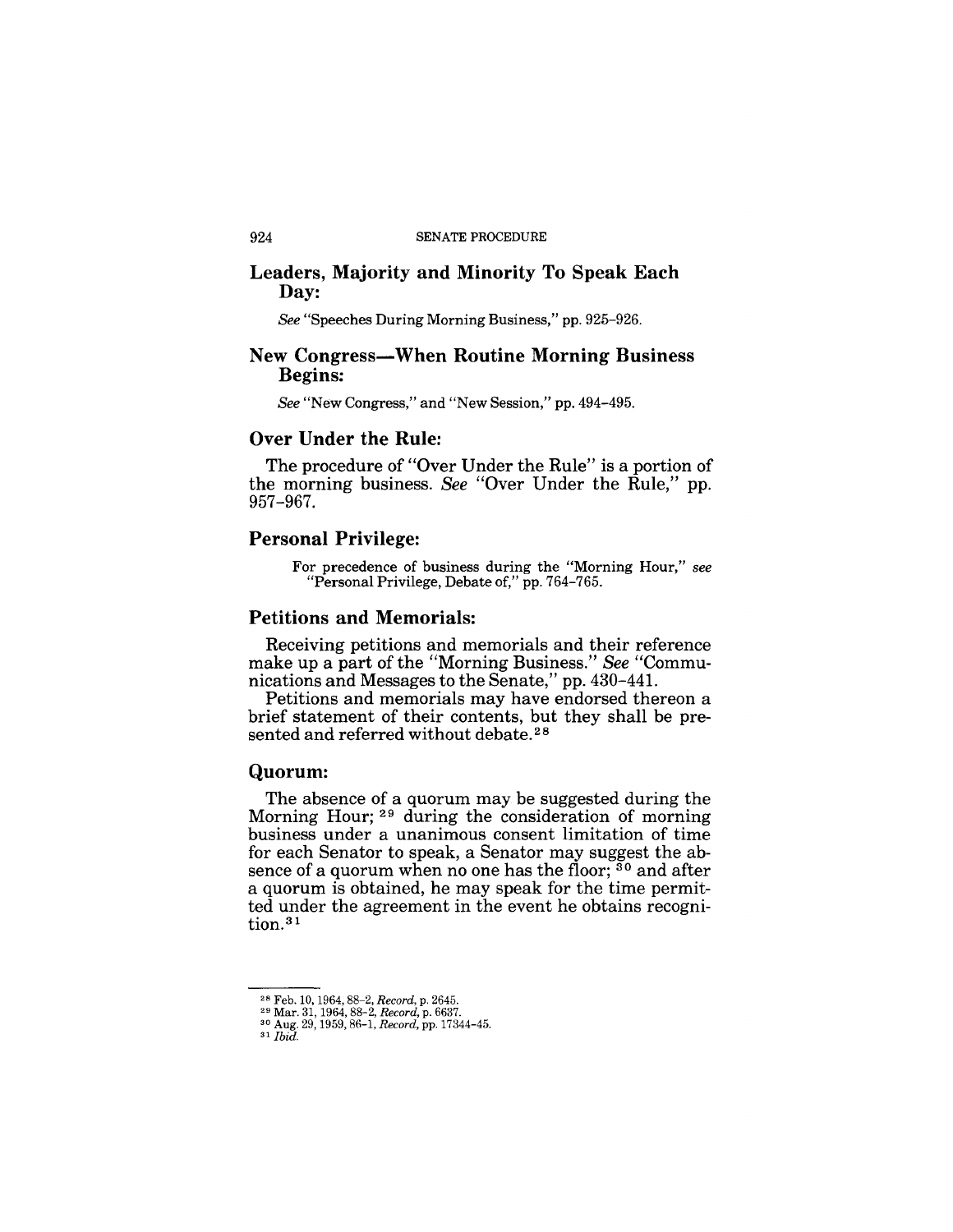## Leaders, Majority and Minority To Speak Each Day:

*See* "Speeches During Morning Business," pp. 925–926.

## New Congress—When Routine Morning Business Begins:

*See* "New Congress," and "New Session," pp. 494–495.

## Over Under the Rule:

The procedure of "Over Under the Rule" is a portion of the morning business. *See* "Over Under the Rule," pp. 957–967.

## Personal Privilege:

For precedence of business during the "Morning Hour," *see* "Personal Privilege, Debate of," pp. 764–765.

## Petitions and Memorials:

Receiving petitions and memorials and their reference make up a part of the "Morning Business." *See* "Communications and Messages to the Senate," pp. 430–441.

Petitions and memorials may have endorsed thereon a brief statement of their contents, but they shall be presented and referred without debate.[28]

## Quorum:

The absence of a quorum may be suggested during the Morning Hour; [29] during the consideration of morning business under a unanimous consent limitation of time for each Senator to speak, a Senator may suggest the absence of a quorum when no one has the floor; [30] and after a quorum is obtained, he may speak for the time permitted under the agreement in the event he obtains recognition.[31]

---

[28] Feb. 10, 1964, 88-2, *Record*, p. 2645.
[29] Mar. 31, 1964, 88-2, *Record*, p. 6637.
[30] Aug. 29, 1959, 86-1, *Record*, pp. 17344-45.
[31] *Ibid.*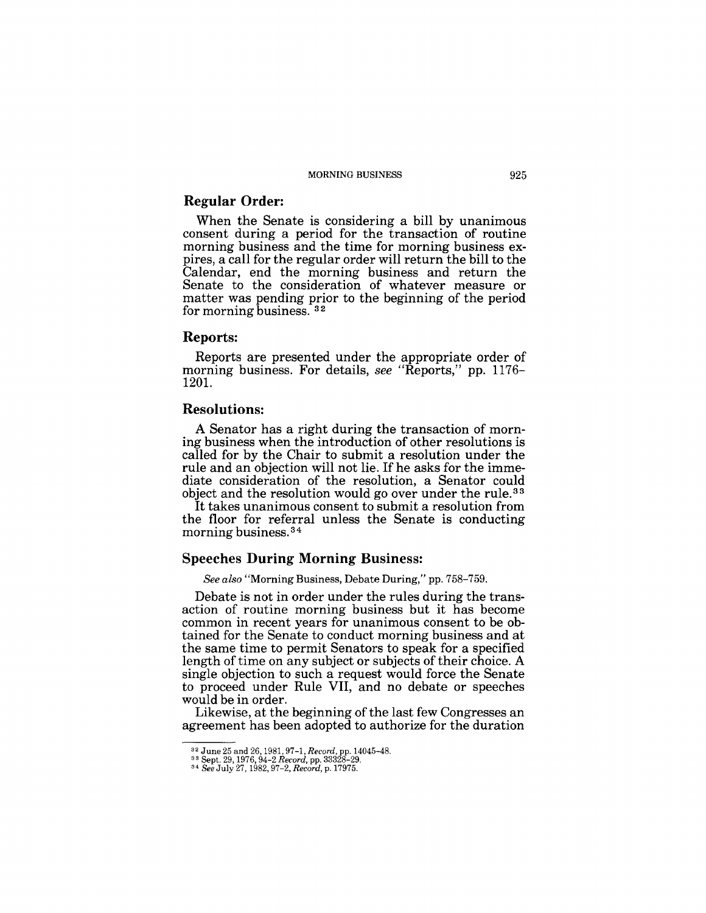## Regular Order:

When the Senate is considering a bill by unanimous consent during a period for the transaction of routine morning business and the time for morning business expires, a call for the regular order will return the bill to the Calendar, end the morning business and return the Senate to the consideration of whatever measure or matter was pending prior to the beginning of the period for morning business. [32]

## Reports:

Reports are presented under the appropriate order of morning business. For details, *see* "Reports," pp. 1176–1201.

## Resolutions:

A Senator has a right during the transaction of morning business when the introduction of other resolutions is called for by the Chair to submit a resolution under the rule and an objection will not lie. If he asks for the immediate consideration of the resolution, a Senator could object and the resolution would go over under the rule.[33]

It takes unanimous consent to submit a resolution from the floor for referral unless the Senate is conducting morning business.[34]

## Speeches During Morning Business:

*See also* "Morning Business, Debate During," pp. 758–759.

Debate is not in order under the rules during the transaction of routine morning business but it has become common in recent years for unanimous consent to be obtained for the Senate to conduct morning business and at the same time to permit Senators to speak for a specified length of time on any subject or subjects of their choice. A single objection to such a request would force the Senate to proceed under Rule VII, and no debate or speeches would be in order.

Likewise, at the beginning of the last few Congresses an agreement has been adopted to authorize for the duration

---

[32] June 25 and 26, 1981, 97–1, *Record*, pp. 14045–48.

[33] Sept. 29, 1976, 94–2 *Record*, pp. 33328–29.

[34] *See* July 27, 1982, 97–2, *Record*, p. 17975.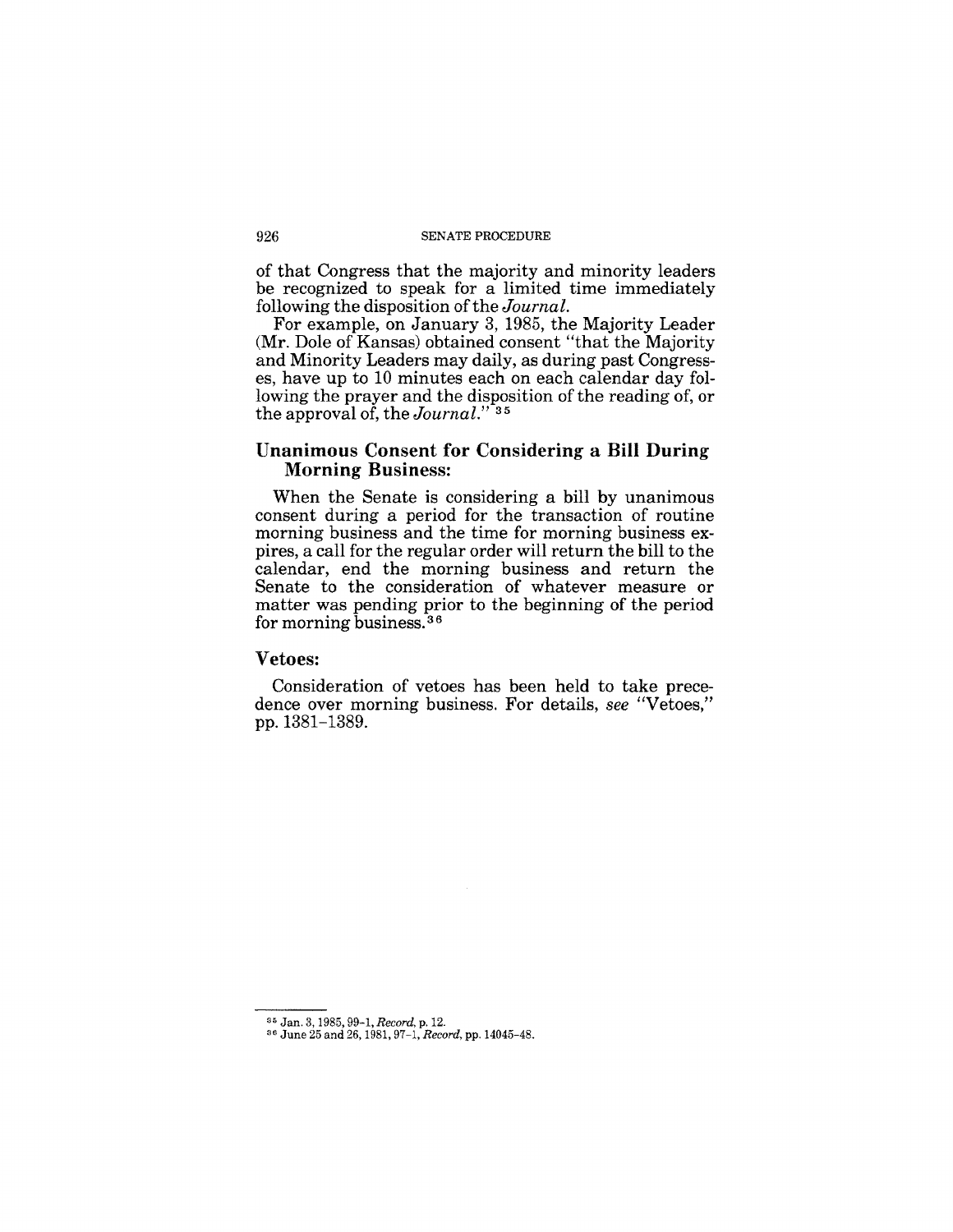of that Congress that the majority and minority leaders be recognized to speak for a limited time immediately following the disposition of the *Journal*.

For example, on January 3, 1985, the Majority Leader (Mr. Dole of Kansas) obtained consent "that the Majority and Minority Leaders may daily, as during past Congresses, have up to 10 minutes each on each calendar day following the prayer and the disposition of the reading of, or the approval of, the *Journal*." [35]

## Unanimous Consent for Considering a Bill During Morning Business:

When the Senate is considering a bill by unanimous consent during a period for the transaction of routine morning business and the time for morning business expires, a call for the regular order will return the bill to the calendar, end the morning business and return the Senate to the consideration of whatever measure or matter was pending prior to the beginning of the period for morning business. [36]

## Vetoes:

Consideration of vetoes has been held to take precedence over morning business. For details, *see* "Vetoes," pp. 1381–1389.

---

[35] Jan. 3, 1985, 99-1, *Record*, p. 12.

[36] June 25 and 26, 1981, 97-1, *Record*, pp. 14045-48.